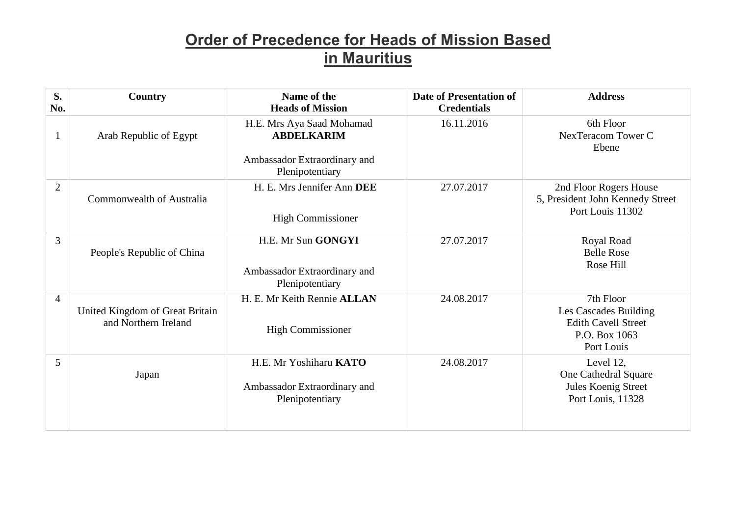# Order of Precedence for Heads of Mission Based in Mauritius

| S. No. | Country | Name of the Heads of Mission | Date of Presentation of Credentials | Address |
|---|---|---|---|---|
| 1 | Arab Republic of Egypt | H.E. Mrs Aya Saad Mohamad **ABDELKARIM**<br><br>Ambassador Extraordinary and Plenipotentiary | 16.11.2016 | 6th Floor<br>NexTeracom Tower C<br>Ebene |
| 2 | Commonwealth of Australia | H. E. Mrs Jennifer Ann **DEE**<br><br>High Commissioner | 27.07.2017 | 2nd Floor Rogers House<br>5, President John Kennedy Street<br>Port Louis 11302 |
| 3 | People's Republic of China | H.E. Mr Sun **GONGYI**<br><br>Ambassador Extraordinary and Plenipotentiary | 27.07.2017 | Royal Road<br>Belle Rose<br>Rose Hill |
| 4 | United Kingdom of Great Britain and Northern Ireland | H. E. Mr Keith Rennie **ALLAN**<br><br>High Commissioner | 24.08.2017 | 7th Floor<br>Les Cascades Building<br>Edith Cavell Street<br>P.O. Box 1063<br>Port Louis |
| 5 | Japan | H.E. Mr Yoshiharu **KATO**<br><br>Ambassador Extraordinary and Plenipotentiary | 24.08.2017 | Level 12,<br>One Cathedral Square<br>Jules Koenig Street<br>Port Louis, 11328 |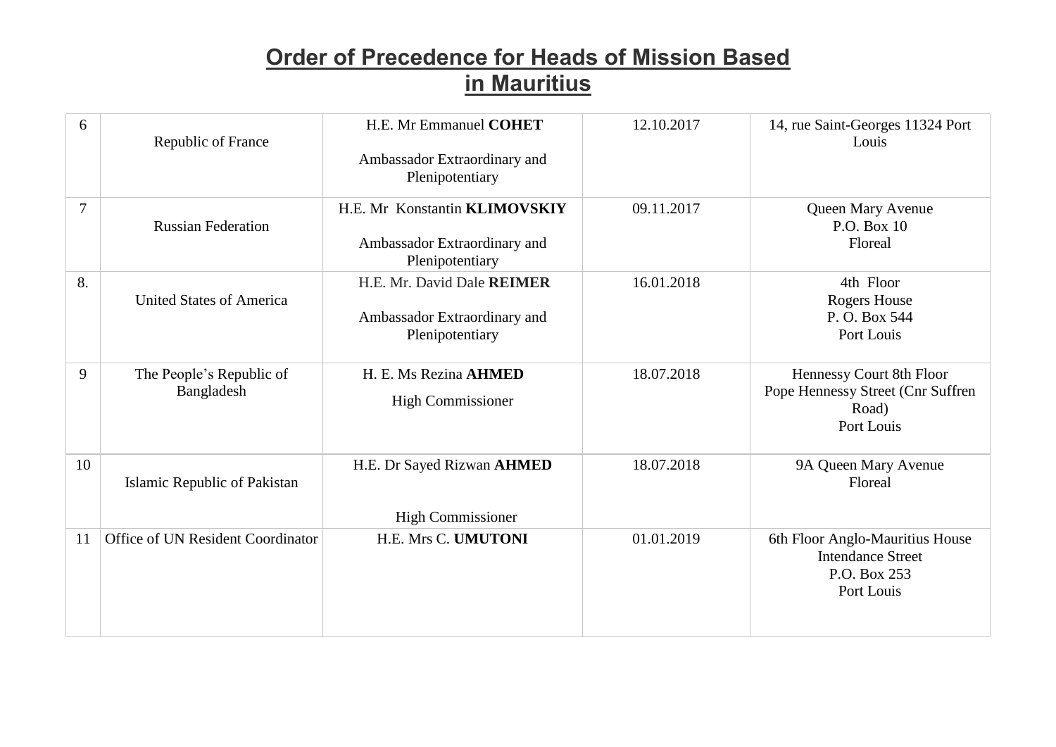## Order of Precedence for Heads of Mission Based in Mauritius

| | | | | |
|---|---|---|---|---|
| 6 | Republic of France | H.E. Mr Emmanuel **COHET**<br><br>Ambassador Extraordinary and Plenipotentiary | 12.10.2017 | 14, rue Saint-Georges 11324 Port Louis |
| 7 | Russian Federation | H.E. Mr Konstantin **KLIMOVSKIY**<br><br>Ambassador Extraordinary and Plenipotentiary | 09.11.2017 | Queen Mary Avenue<br>P.O. Box 10<br>Floreal |
| 8. | United States of America | H.E. Mr. David Dale **REIMER**<br><br>Ambassador Extraordinary and Plenipotentiary | 16.01.2018 | 4th Floor<br>Rogers House<br>P. O. Box 544<br>Port Louis |
| 9 | The People's Republic of Bangladesh | H. E. Ms Rezina **AHMED**<br><br>High Commissioner | 18.07.2018 | Hennessy Court 8th Floor<br>Pope Hennessy Street (Cnr Suffren Road)<br>Port Louis |
| 10 | Islamic Republic of Pakistan | H.E. Dr Sayed Rizwan **AHMED**<br><br>High Commissioner | 18.07.2018 | 9A Queen Mary Avenue<br>Floreal |
| 11 | Office of UN Resident Coordinator | H.E. Mrs C. **UMUTONI** | 01.01.2019 | 6th Floor Anglo-Mauritius House<br>Intendance Street<br>P.O. Box 253<br>Port Louis |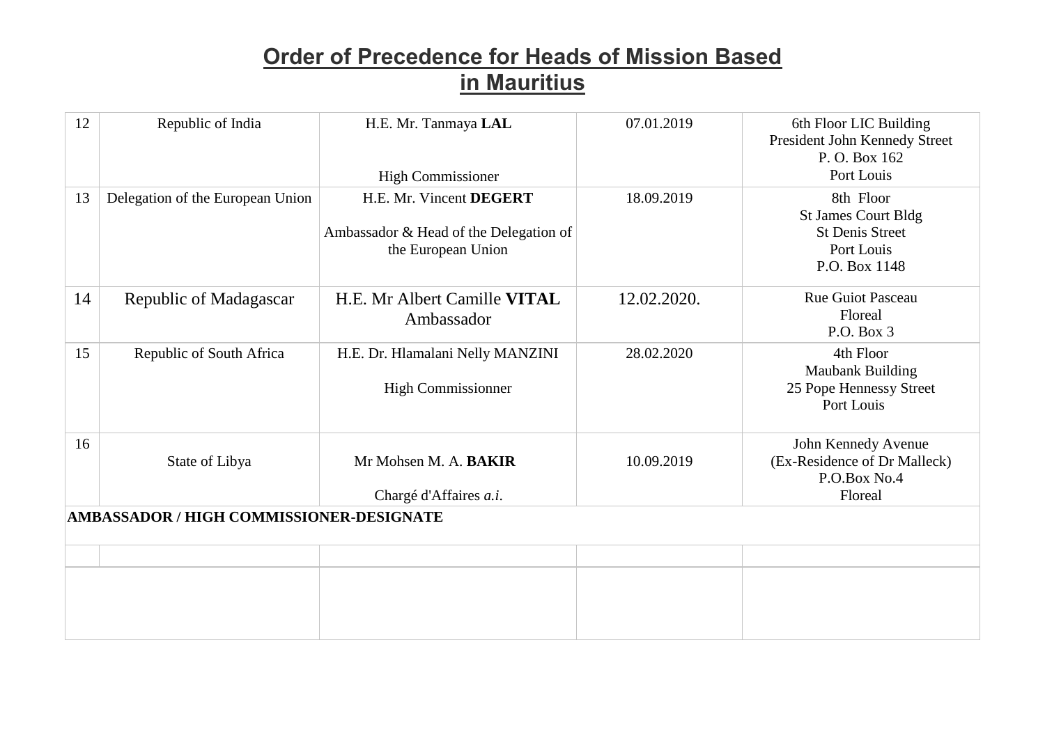# Order of Precedence for Heads of Mission Based in Mauritius

| | | | | |
|---|---|---|---|---|
| 12 | Republic of India | H.E. Mr. Tanmaya **LAL**<br><br>High Commissioner | 07.01.2019 | 6th Floor LIC Building<br>President John Kennedy Street<br>P. O. Box 162<br>Port Louis |
| 13 | Delegation of the European Union | H.E. Mr. Vincent **DEGERT**<br><br>Ambassador & Head of the Delegation of the European Union | 18.09.2019 | 8th Floor<br>St James Court Bldg<br>St Denis Street<br>Port Louis<br>P.O. Box 1148 |
| 14 | Republic of Madagascar | H.E. Mr Albert Camille **VITAL**<br>Ambassador | 12.02.2020. | Rue Guiot Pasceau<br>Floreal<br>P.O. Box 3 |
| 15 | Republic of South Africa | H.E. Dr. Hlamalani Nelly MANZINI<br><br>High Commissionner | 28.02.2020 | 4th Floor<br>Maubank Building<br>25 Pope Hennessy Street<br>Port Louis |
| 16 | State of Libya | Mr Mohsen M. A. **BAKIR**<br><br>Chargé d'Affaires *a.i.* | 10.09.2019 | John Kennedy Avenue<br>(Ex-Residence of Dr Malleck)<br>P.O.Box No.4<br>Floreal |
| **AMBASSADOR / HIGH COMMISSIONER-DESIGNATE** | | | | |
| | | | | |
| | | | | |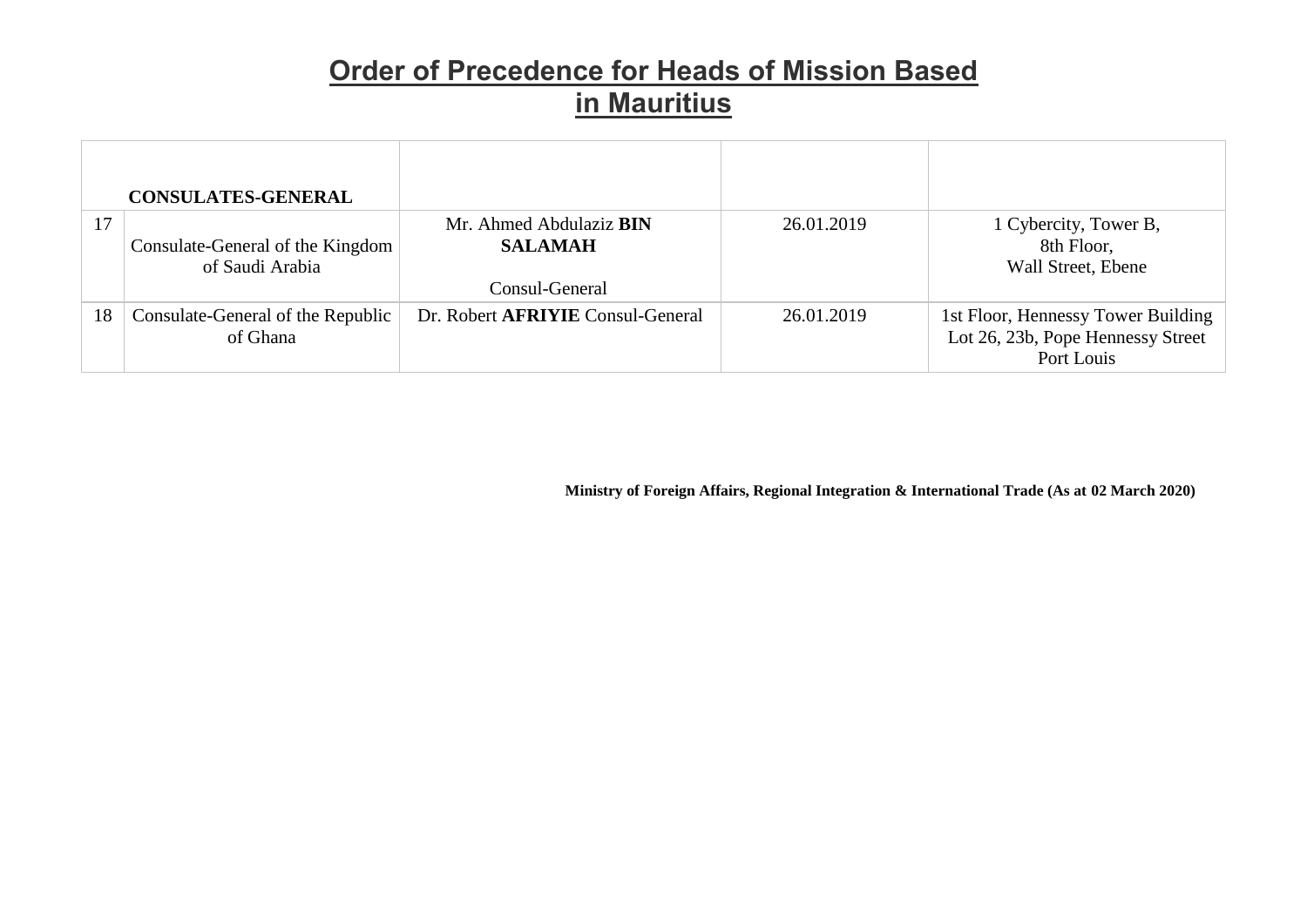# Order of Precedence for Heads of Mission Based in Mauritius

| | | | | |
|---|---|---|---|---|
| | **CONSULATES-GENERAL** | | | |
| 17 | Consulate-General of the Kingdom of Saudi Arabia | Mr. Ahmed Abdulaziz **BIN SALAMAH**<br><br>Consul-General | 26.01.2019 | 1 Cybercity, Tower B,<br>8th Floor,<br>Wall Street, Ebene |
| 18 | Consulate-General of the Republic of Ghana | Dr. Robert **AFRIYIE** Consul-General | 26.01.2019 | 1st Floor, Hennessy Tower Building<br>Lot 26, 23b, Pope Hennessy Street<br>Port Louis |

**Ministry of Foreign Affairs, Regional Integration & International Trade (As at 02 March 2020)**